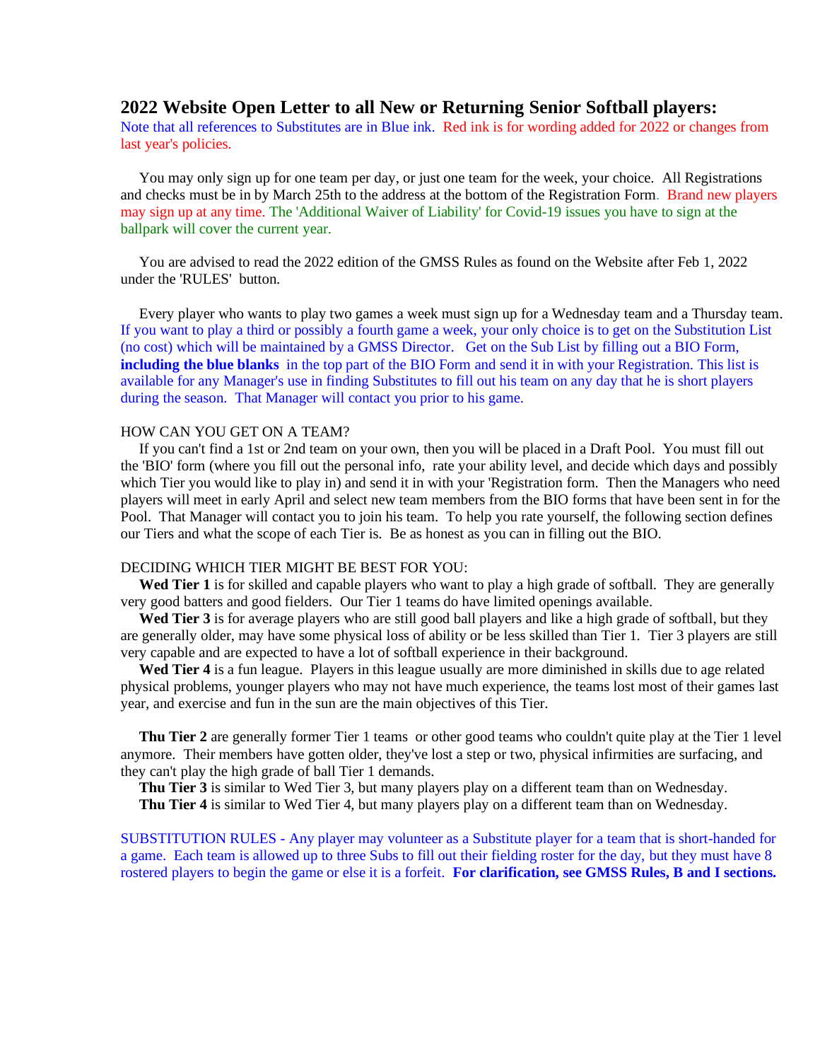## 2022 Website Open Letter to all New or Returning Senior Softball players:

Note that all references to Substitutes are in Blue ink. Red ink is for wording added for 2022 or changes from last year's policies.

You may only sign up for one team per day, or just one team for the week, your choice. All Registrations and checks must be in by March 25th to the address at the bottom of the Registration Form. Brand new players may sign up at any time. The 'Additional Waiver of Liability' for Covid-19 issues you have to sign at the ballpark will cover the current year.

You are advised to read the 2022 edition of the GMSS Rules as found on the Website after Feb 1, 2022 under the 'RULES' button.

Every player who wants to play two games a week must sign up for a Wednesday team and a Thursday team. If you want to play a third or possibly a fourth game a week, your only choice is to get on the Substitution List (no cost) which will be maintained by a GMSS Director. Get on the Sub List by filling out a BIO Form, **including the blue blanks** in the top part of the BIO Form and send it in with your Registration. This list is available for any Manager's use in finding Substitutes to fill out his team on any day that he is short players during the season. That Manager will contact you prior to his game.

HOW CAN YOU GET ON A TEAM?

If you can't find a 1st or 2nd team on your own, then you will be placed in a Draft Pool. You must fill out the 'BIO' form (where you fill out the personal info, rate your ability level, and decide which days and possibly which Tier you would like to play in) and send it in with your 'Registration form. Then the Managers who need players will meet in early April and select new team members from the BIO forms that have been sent in for the Pool. That Manager will contact you to join his team. To help you rate yourself, the following section defines our Tiers and what the scope of each Tier is. Be as honest as you can in filling out the BIO.

DECIDING WHICH TIER MIGHT BE BEST FOR YOU:

**Wed Tier 1** is for skilled and capable players who want to play a high grade of softball. They are generally very good batters and good fielders. Our Tier 1 teams do have limited openings available.

**Wed Tier 3** is for average players who are still good ball players and like a high grade of softball, but they are generally older, may have some physical loss of ability or be less skilled than Tier 1. Tier 3 players are still very capable and are expected to have a lot of softball experience in their background.

**Wed Tier 4** is a fun league. Players in this league usually are more diminished in skills due to age related physical problems, younger players who may not have much experience, the teams lost most of their games last year, and exercise and fun in the sun are the main objectives of this Tier.

**Thu Tier 2** are generally former Tier 1 teams or other good teams who couldn't quite play at the Tier 1 level anymore. Their members have gotten older, they've lost a step or two, physical infirmities are surfacing, and they can't play the high grade of ball Tier 1 demands.

**Thu Tier 3** is similar to Wed Tier 3, but many players play on a different team than on Wednesday.

**Thu Tier 4** is similar to Wed Tier 4, but many players play on a different team than on Wednesday.

SUBSTITUTION RULES - Any player may volunteer as a Substitute player for a team that is short-handed for a game. Each team is allowed up to three Subs to fill out their fielding roster for the day, but they must have 8 rostered players to begin the game or else it is a forfeit. **For clarification, see GMSS Rules, B and I sections.**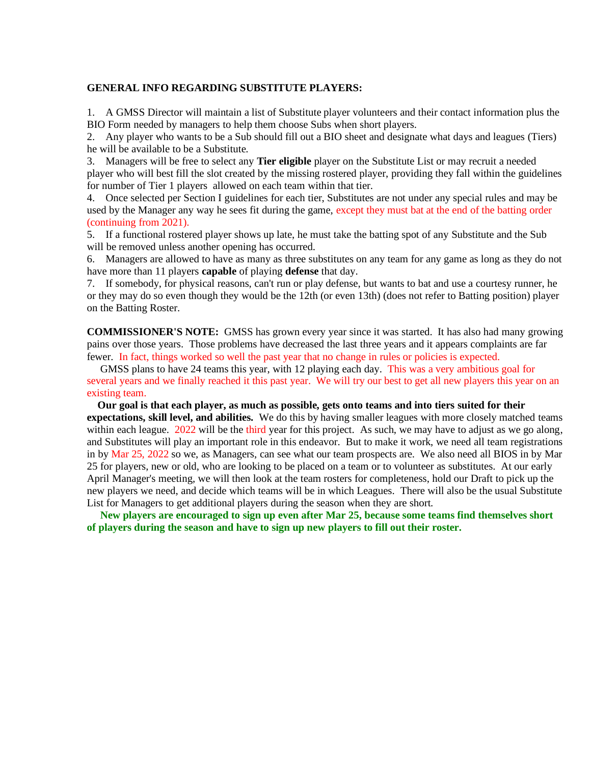**GENERAL INFO REGARDING SUBSTITUTE PLAYERS:**

1. A GMSS Director will maintain a list of Substitute player volunteers and their contact information plus the BIO Form needed by managers to help them choose Subs when short players.
2. Any player who wants to be a Sub should fill out a BIO sheet and designate what days and leagues (Tiers) he will be available to be a Substitute.
3. Managers will be free to select any **Tier eligible** player on the Substitute List or may recruit a needed player who will best fill the slot created by the missing rostered player, providing they fall within the guidelines for number of Tier 1 players allowed on each team within that tier.
4. Once selected per Section I guidelines for each tier, Substitutes are not under any special rules and may be used by the Manager any way he sees fit during the game, except they must bat at the end of the batting order (continuing from 2021).
5. If a functional rostered player shows up late, he must take the batting spot of any Substitute and the Sub will be removed unless another opening has occurred.
6. Managers are allowed to have as many as three substitutes on any team for any game as long as they do not have more than 11 players **capable** of playing **defense** that day.
7. If somebody, for physical reasons, can't run or play defense, but wants to bat and use a courtesy runner, he or they may do so even though they would be the 12th (or even 13th) (does not refer to Batting position) player on the Batting Roster.

**COMMISSIONER'S NOTE:** GMSS has grown every year since it was started. It has also had many growing pains over those years. Those problems have decreased the last three years and it appears complaints are far fewer. In fact, things worked so well the past year that no change in rules or policies is expected.

GMSS plans to have 24 teams this year, with 12 playing each day. This was a very ambitious goal for several years and we finally reached it this past year. We will try our best to get all new players this year on an existing team.

**Our goal is that each player, as much as possible, gets onto teams and into tiers suited for their expectations, skill level, and abilities.** We do this by having smaller leagues with more closely matched teams within each league. 2022 will be the third year for this project. As such, we may have to adjust as we go along, and Substitutes will play an important role in this endeavor. But to make it work, we need all team registrations in by Mar 25, 2022 so we, as Managers, can see what our team prospects are. We also need all BIOS in by Mar 25 for players, new or old, who are looking to be placed on a team or to volunteer as substitutes. At our early April Manager's meeting, we will then look at the team rosters for completeness, hold our Draft to pick up the new players we need, and decide which teams will be in which Leagues. There will also be the usual Substitute List for Managers to get additional players during the season when they are short.

**New players are encouraged to sign up even after Mar 25, because some teams find themselves short of players during the season and have to sign up new players to fill out their roster.**